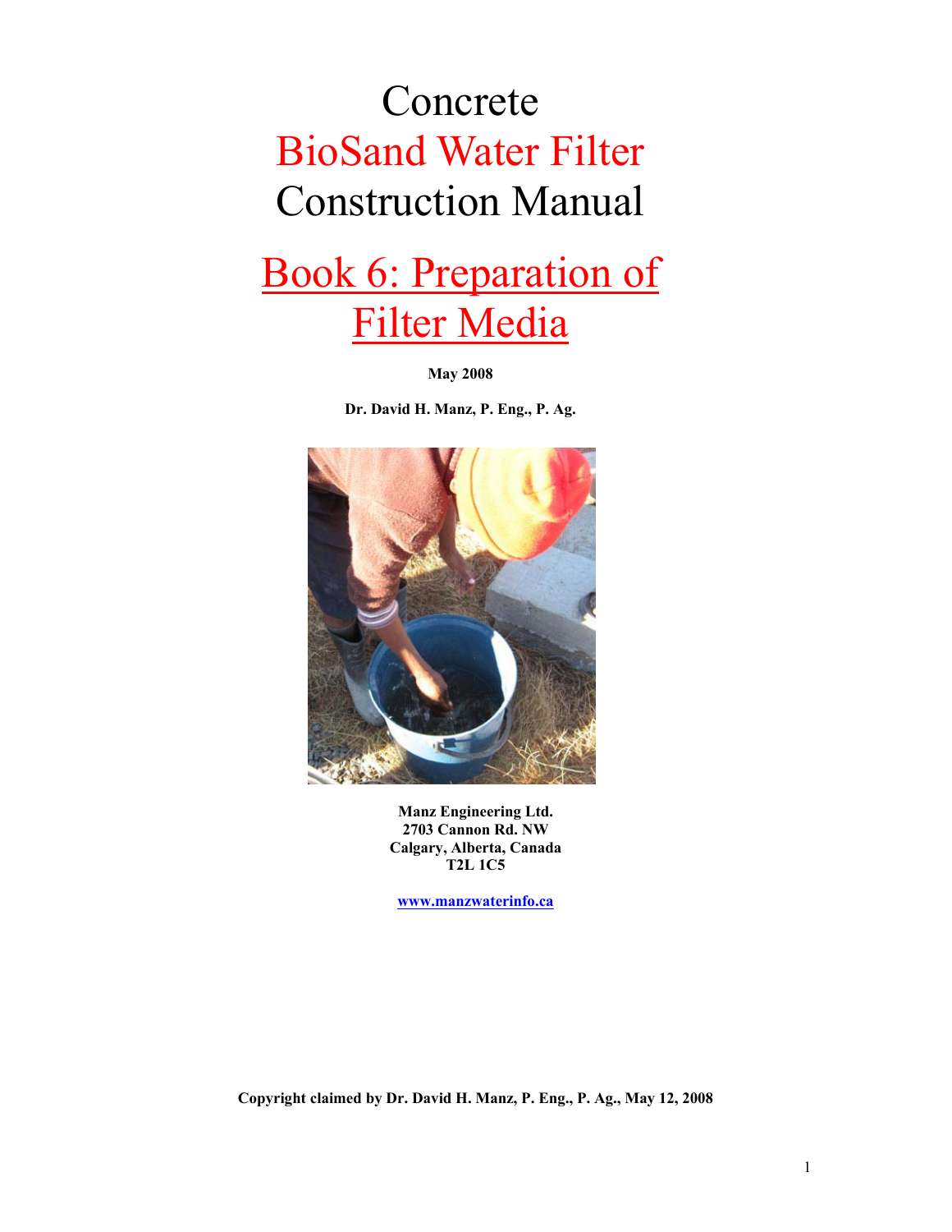# Concrete BioSand Water Filter Construction Manual

# Book 6: Preparation of Filter Media

**May 2008**

**Dr. David H. Manz, P. Eng., P. Ag.**

**Manz Engineering Ltd.**
**2703 Cannon Rd. NW**
**Calgary, Alberta, Canada**
**T2L 1C5**

**www.manzwaterinfo.ca**

**Copyright claimed by Dr. David H. Manz, P. Eng., P. Ag., May 12, 2008**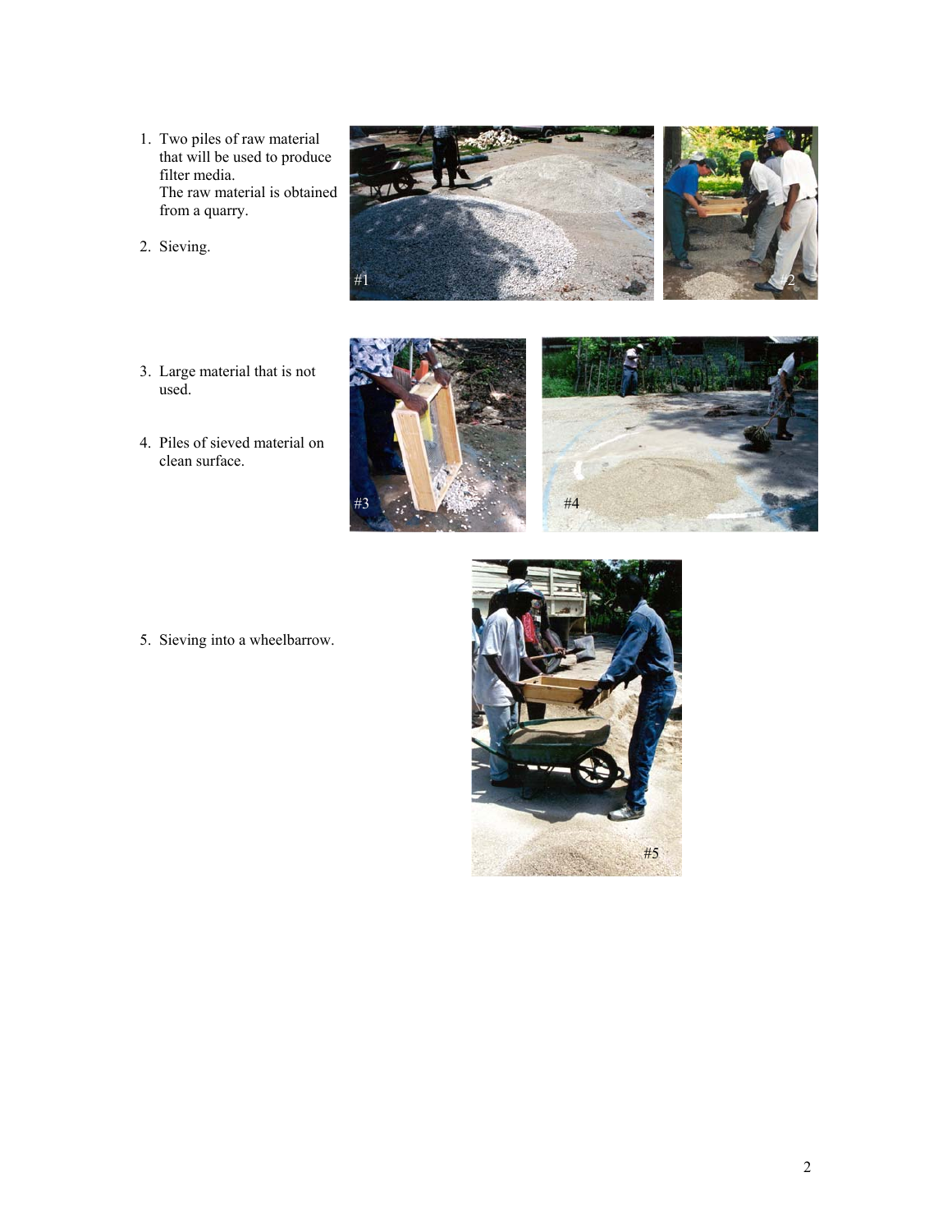1. Two piles of raw material that will be used to produce filter media.
   The raw material is obtained from a quarry.

2. Sieving.

3. Large material that is not used.

4. Piles of sieved material on clean surface.

5. Sieving into a wheelbarrow.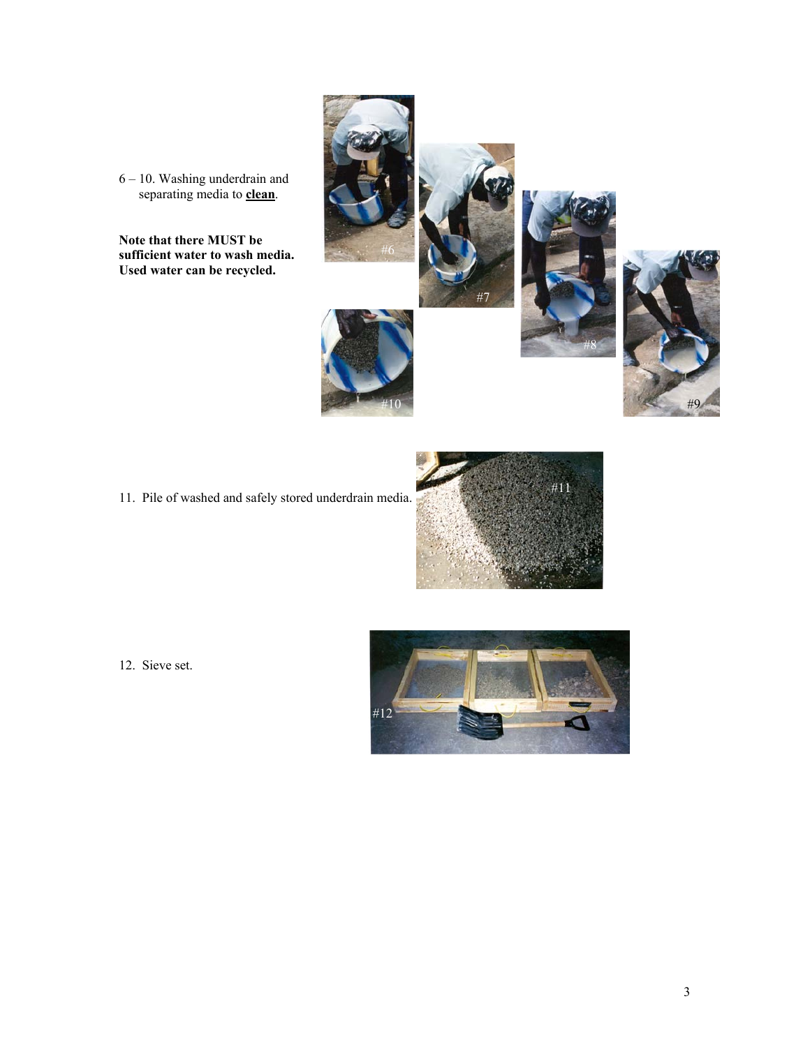6 – 10. Washing underdrain and separating media to **clean**.

**Note that there MUST be sufficient water to wash media. Used water can be recycled.**

11. Pile of washed and safely stored underdrain media.

12. Sieve set.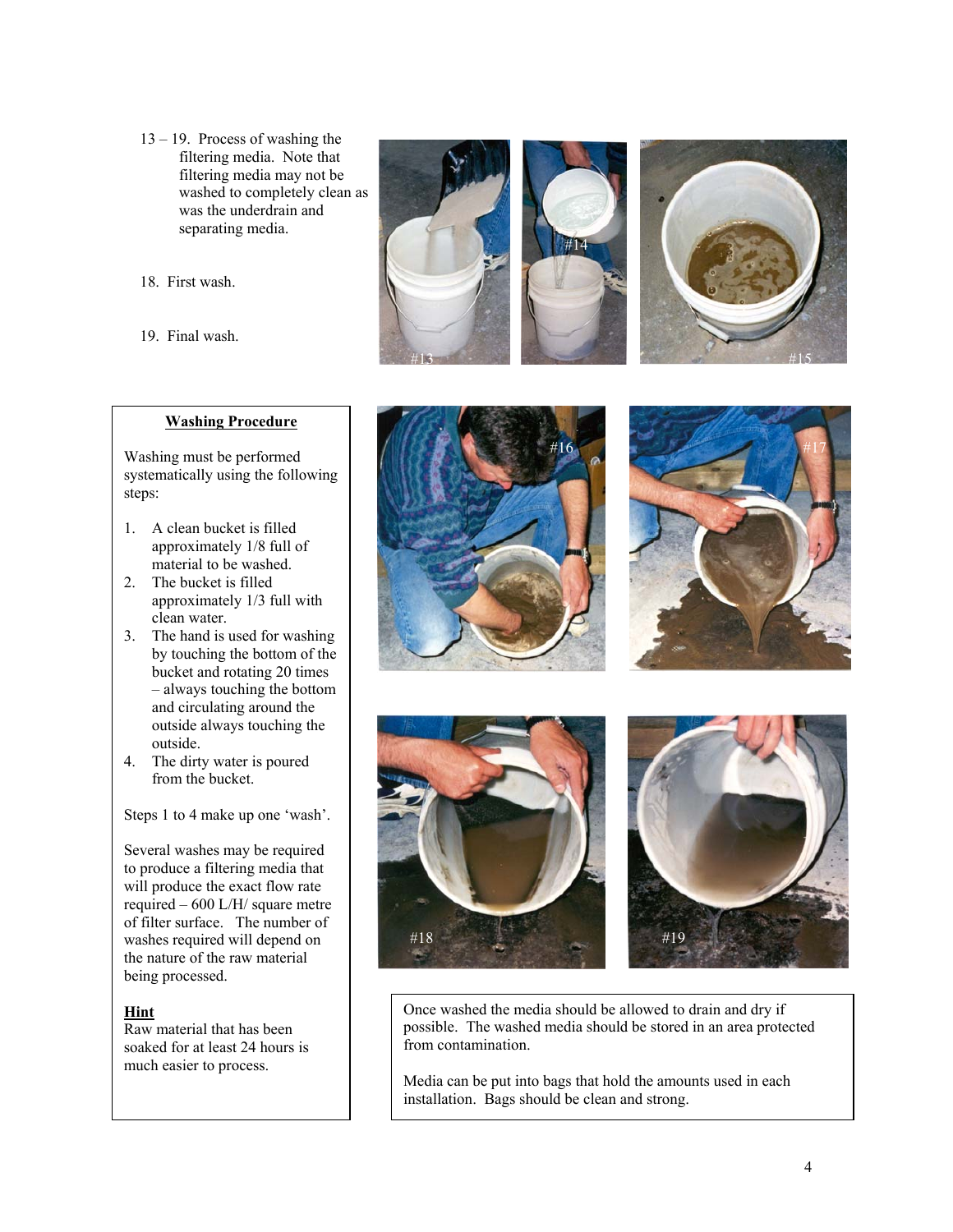13 – 19. Process of washing the filtering media. Note that filtering media may not be washed to completely clean as was the underdrain and separating media.

18. First wash.

19. Final wash.

#13

#14

#15

#16

#17

#18

#19

**Washing Procedure**

Washing must be performed systematically using the following steps:

1. A clean bucket is filled approximately 1/8 full of material to be washed.
2. The bucket is filled approximately 1/3 full with clean water.
3. The hand is used for washing by touching the bottom of the bucket and rotating 20 times – always touching the bottom and circulating around the outside always touching the outside.
4. The dirty water is poured from the bucket.

Steps 1 to 4 make up one 'wash'.

Several washes may be required to produce a filtering media that will produce the exact flow rate required – 600 L/H/ square metre of filter surface. The number of washes required will depend on the nature of the raw material being processed.

**Hint**
Raw material that has been soaked for at least 24 hours is much easier to process.

Once washed the media should be allowed to drain and dry if possible. The washed media should be stored in an area protected from contamination.

Media can be put into bags that hold the amounts used in each installation. Bags should be clean and strong.